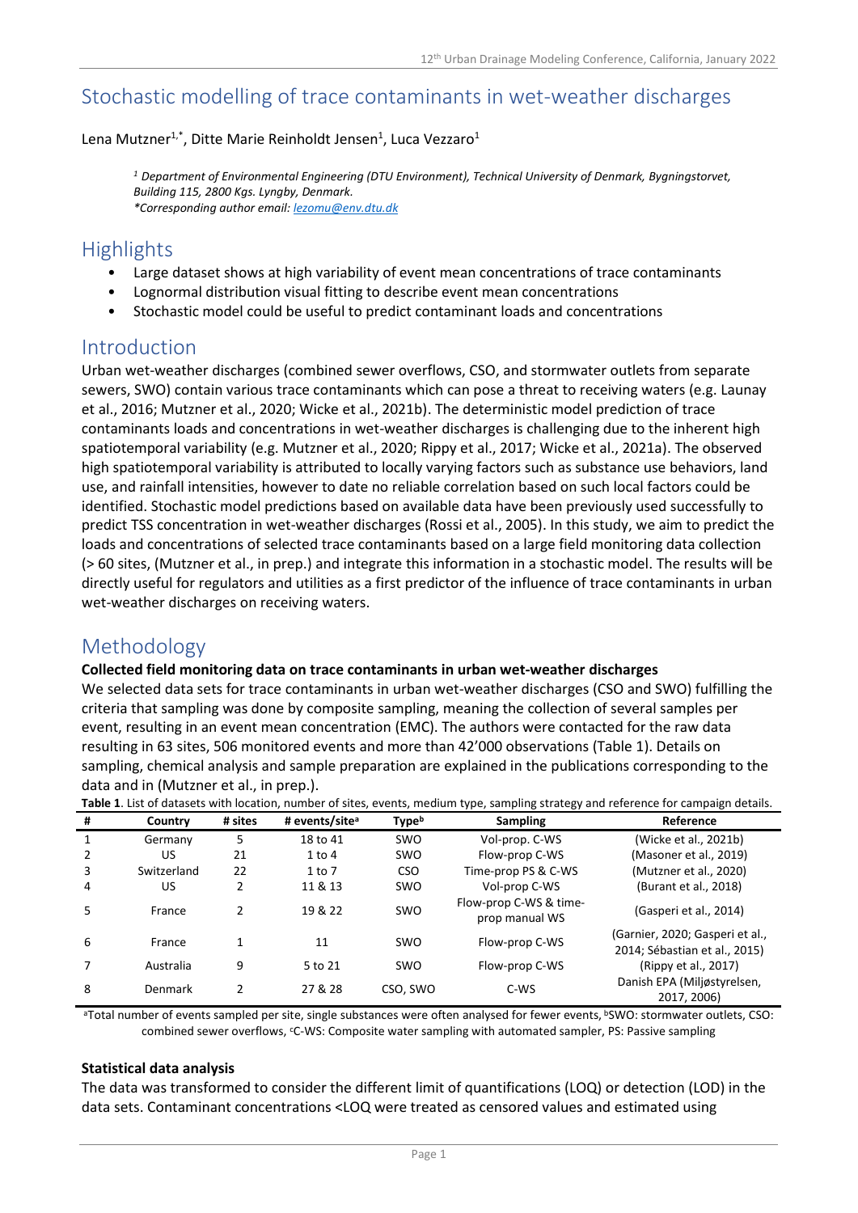# Stochastic modelling of trace contaminants in wet-weather discharges

Lena Mutzner[1,*], Ditte Marie Reinholdt Jensen[1], Luca Vezzaro[1]

*[1] Department of Environmental Engineering (DTU Environment), Technical University of Denmark, Bygningstorvet, Building 115, 2800 Kgs. Lyngby, Denmark.*
*\*Corresponding author email: lezomu@env.dtu.dk*

## Highlights

- Large dataset shows at high variability of event mean concentrations of trace contaminants
- Lognormal distribution visual fitting to describe event mean concentrations
- Stochastic model could be useful to predict contaminant loads and concentrations

## Introduction

Urban wet-weather discharges (combined sewer overflows, CSO, and stormwater outlets from separate sewers, SWO) contain various trace contaminants which can pose a threat to receiving waters (e.g. Launay et al., 2016; Mutzner et al., 2020; Wicke et al., 2021b). The deterministic model prediction of trace contaminants loads and concentrations in wet-weather discharges is challenging due to the inherent high spatiotemporal variability (e.g. Mutzner et al., 2020; Rippy et al., 2017; Wicke et al., 2021a). The observed high spatiotemporal variability is attributed to locally varying factors such as substance use behaviors, land use, and rainfall intensities, however to date no reliable correlation based on such local factors could be identified. Stochastic model predictions based on available data have been previously used successfully to predict TSS concentration in wet-weather discharges (Rossi et al., 2005). In this study, we aim to predict the loads and concentrations of selected trace contaminants based on a large field monitoring data collection (> 60 sites, (Mutzner et al., in prep.) and integrate this information in a stochastic model. The results will be directly useful for regulators and utilities as a first predictor of the influence of trace contaminants in urban wet-weather discharges on receiving waters.

## Methodology

**Collected field monitoring data on trace contaminants in urban wet-weather discharges**

We selected data sets for trace contaminants in urban wet-weather discharges (CSO and SWO) fulfilling the criteria that sampling was done by composite sampling, meaning the collection of several samples per event, resulting in an event mean concentration (EMC). The authors were contacted for the raw data resulting in 63 sites, 506 monitored events and more than 42'000 observations (Table 1). Details on sampling, chemical analysis and sample preparation are explained in the publications corresponding to the data and in (Mutzner et al., in prep.).

**Table 1**. List of datasets with location, number of sites, events, medium type, sampling strategy and reference for campaign details.

| # | Country | # sites | # events/site[a] | Type[b] | Sampling | Reference |
|---|---|---|---|---|---|---|
| 1 | Germany | 5 | 18 to 41 | SWO | Vol-prop. C-WS | (Wicke et al., 2021b) |
| 2 | US | 21 | 1 to 4 | SWO | Flow-prop C-WS | (Masoner et al., 2019) |
| 3 | Switzerland | 22 | 1 to 7 | CSO | Time-prop PS & C-WS | (Mutzner et al., 2020) |
| 4 | US | 2 | 11 & 13 | SWO | Vol-prop C-WS | (Burant et al., 2018) |
| 5 | France | 2 | 19 & 22 | SWO | Flow-prop C-WS & time-prop manual WS | (Gasperi et al., 2014) |
| 6 | France | 1 | 11 | SWO | Flow-prop C-WS | (Garnier, 2020; Gasperi et al., 2014; Sébastian et al., 2015) |
| 7 | Australia | 9 | 5 to 21 | SWO | Flow-prop C-WS | (Rippy et al., 2017) |
| 8 | Denmark | 2 | 27 & 28 | CSO, SWO | C-WS | Danish EPA (Miljøstyrelsen, 2017, 2006) |

[a]Total number of events sampled per site, single substances were often analysed for fewer events, [b]SWO: stormwater outlets, CSO: combined sewer overflows, [c]C-WS: Composite water sampling with automated sampler, PS: Passive sampling

**Statistical data analysis**

The data was transformed to consider the different limit of quantifications (LOQ) or detection (LOD) in the data sets. Contaminant concentrations <LOQ were treated as censored values and estimated using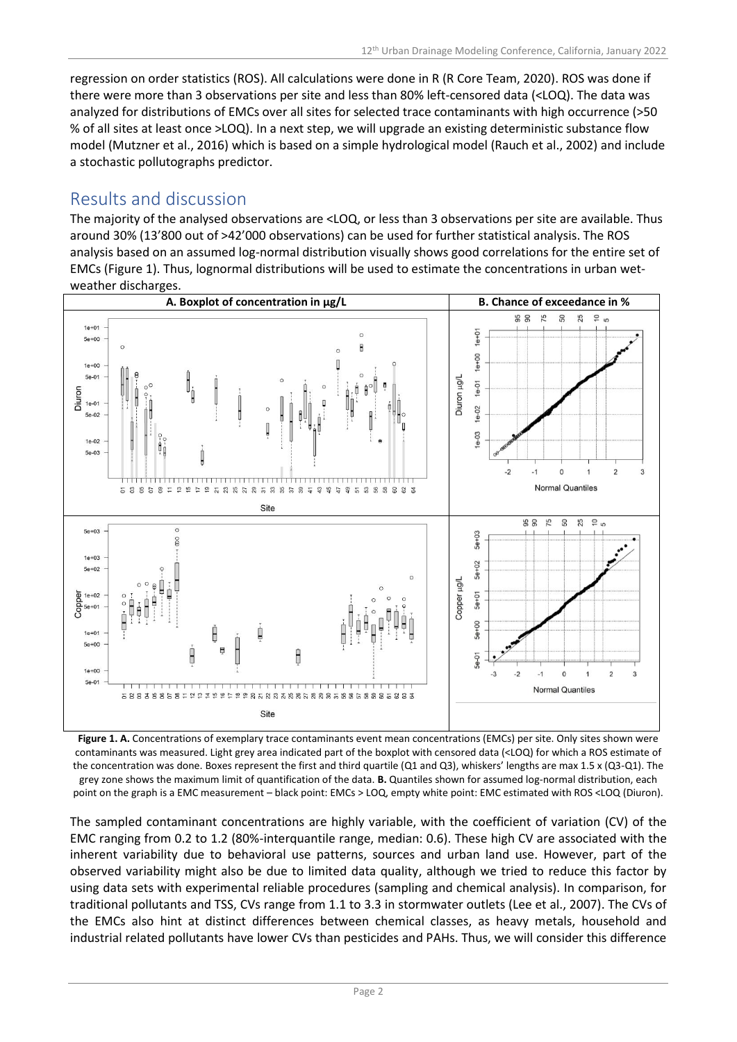regression on order statistics (ROS). All calculations were done in R (R Core Team, 2020). ROS was done if there were more than 3 observations per site and less than 80% left-censored data (<LOQ). The data was analyzed for distributions of EMCs over all sites for selected trace contaminants with high occurrence (>50 % of all sites at least once >LOQ). In a next step, we will upgrade an existing deterministic substance flow model (Mutzner et al., 2016) which is based on a simple hydrological model (Rauch et al., 2002) and include a stochastic pollutographs predictor.

## Results and discussion

The majority of the analysed observations are <LOQ, or less than 3 observations per site are available. Thus around 30% (13'800 out of >42'000 observations) can be used for further statistical analysis. The ROS analysis based on an assumed log-normal distribution visually shows good correlations for the entire set of EMCs (Figure 1). Thus, lognormal distributions will be used to estimate the concentrations in urban wet-weather discharges.

**Figure 1. A.** Concentrations of exemplary trace contaminants event mean concentrations (EMCs) per site. Only sites shown were contaminants was measured. Light grey area indicated part of the boxplot with censored data (<LOQ) for which a ROS estimate of the concentration was done. Boxes represent the first and third quartile (Q1 and Q3), whiskers' lengths are max 1.5 x (Q3-Q1). The grey zone shows the maximum limit of quantification of the data. **B.** Quantiles shown for assumed log-normal distribution, each point on the graph is a EMC measurement – black point: EMCs > LOQ, empty white point: EMC estimated with ROS <LOQ (Diuron).

The sampled contaminant concentrations are highly variable, with the coefficient of variation (CV) of the EMC ranging from 0.2 to 1.2 (80%-interquantile range, median: 0.6). These high CV are associated with the inherent variability due to behavioral use patterns, sources and urban land use. However, part of the observed variability might also be due to limited data quality, although we tried to reduce this factor by using data sets with experimental reliable procedures (sampling and chemical analysis). In comparison, for traditional pollutants and TSS, CVs range from 1.1 to 3.3 in stormwater outlets (Lee et al., 2007). The CVs of the EMCs also hint at distinct differences between chemical classes, as heavy metals, household and industrial related pollutants have lower CVs than pesticides and PAHs. Thus, we will consider this difference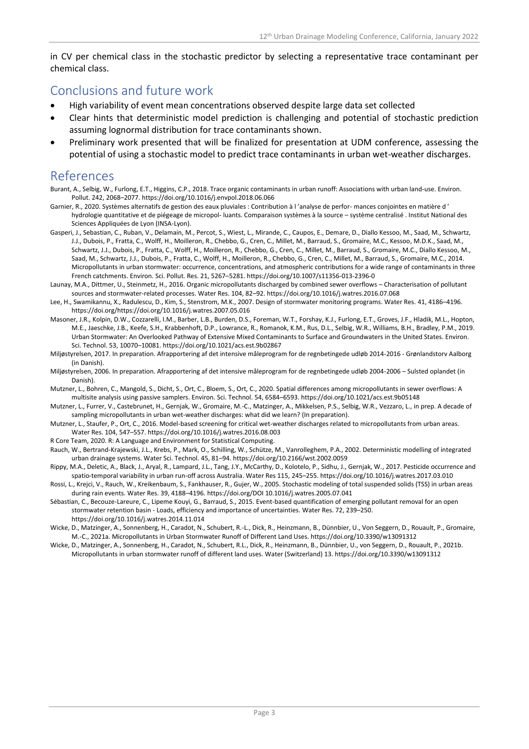in CV per chemical class in the stochastic predictor by selecting a representative trace contaminant per chemical class.

## Conclusions and future work

- High variability of event mean concentrations observed despite large data set collected
- Clear hints that deterministic model prediction is challenging and potential of stochastic prediction assuming lognormal distribution for trace contaminants shown.
- Preliminary work presented that will be finalized for presentation at UDM conference, assessing the potential of using a stochastic model to predict trace contaminants in urban wet-weather discharges.

## References

Burant, A., Selbig, W., Furlong, E.T., Higgins, C.P., 2018. Trace organic contaminants in urban runoff: Associations with urban land-use. Environ. Pollut. 242, 2068–2077. https://doi.org/10.1016/j.envpol.2018.06.066

Garnier, R., 2020. Systèmes alternatifs de gestion des eaux pluviales : Contribution à l 'analyse de perfor- mances conjointes en matière d ' hydrologie quantitative et de piégeage de micropol- luants. Comparaison systèmes à la source – système centralisé . Institut National des Sciences Appliquées de Lyon (INSA-Lyon).

Gasperi, J., Sebastian, C., Ruban, V., Delamain, M., Percot, S., Wiest, L., Mirande, C., Caupos, E., Demare, D., Diallo Kessoo, M., Saad, M., Schwartz, J.J., Dubois, P., Fratta, C., Wolff, H., Moilleron, R., Chebbo, G., Cren, C., Millet, M., Barraud, S., Gromaire, M.C., Kessoo, M.D.K., Saad, M., Schwartz, J.J., Dubois, P., Fratta, C., Wolff, H., Moilleron, R., Chebbo, G., Cren, C., Millet, M., Barraud, S., Gromaire, M.C., Diallo Kessoo, M., Saad, M., Schwartz, J.J., Dubois, P., Fratta, C., Wolff, H., Moilleron, R., Chebbo, G., Cren, C., Millet, M., Barraud, S., Gromaire, M.C., 2014. Micropollutants in urban stormwater: occurrence, concentrations, and atmospheric contributions for a wide range of contaminants in three French catchments. Environ. Sci. Pollut. Res. 21, 5267–5281. https://doi.org/10.1007/s11356-013-2396-0

Launay, M.A., Dittmer, U., Steinmetz, H., 2016. Organic micropollutants discharged by combined sewer overflows – Characterisation of pollutant sources and stormwater-related processes. Water Res. 104, 82–92. https://doi.org/10.1016/j.watres.2016.07.068

Lee, H., Swamikannu, X., Radulescu, D., Kim, S., Stenstrom, M.K., 2007. Design of stormwater monitoring programs. Water Res. 41, 4186–4196. https://doi.org/https://doi.org/10.1016/j.watres.2007.05.016

Masoner, J.R., Kolpin, D.W., Cozzarelli, I.M., Barber, L.B., Burden, D.S., Foreman, W.T., Forshay, K.J., Furlong, E.T., Groves, J.F., Hladik, M.L., Hopton, M.E., Jaeschke, J.B., Keefe, S.H., Krabbenhoft, D.P., Lowrance, R., Romanok, K.M., Rus, D.L., Selbig, W.R., Williams, B.H., Bradley, P.M., 2019. Urban Stormwater: An Overlooked Pathway of Extensive Mixed Contaminants to Surface and Groundwaters in the United States. Environ. Sci. Technol. 53, 10070–10081. https://doi.org/10.1021/acs.est.9b02867

Miljøstyrelsen, 2017. In preparation. Afrapportering af det intensive måleprogram for de regnbetingede udløb 2014-2016 - Grønlandstorv Aalborg (in Danish).

Miljøstyrelsen, 2006. In preparation. Afrapportering af det intensive måleprogram for de regnbetingede udløb 2004-2006 – Sulsted oplandet (in Danish).

Mutzner, L., Bohren, C., Mangold, S., Dicht, S., Ort, C., Bloem, S., Ort, C., 2020. Spatial differences among micropollutants in sewer overflows: A multisite analysis using passive samplers. Environ. Sci. Technol. 54, 6584–6593. https://doi.org/10.1021/acs.est.9b05148

Mutzner, L., Furrer, V., Castebrunet, H., Gernjak, W., Gromaire, M.-C., Matzinger, A., Mikkelsen, P.S., Selbig, W.R., Vezzaro, L., in prep. A decade of sampling micropollutants in urban wet-weather discharges: what did we learn? (In preparation).

Mutzner, L., Staufer, P., Ort, C., 2016. Model-based screening for critical wet-weather discharges related to micropollutants from urban areas. Water Res. 104, 547–557. https://doi.org/10.1016/j.watres.2016.08.003

R Core Team, 2020. R: A Language and Environment for Statistical Computing.

Rauch, W., Bertrand-Krajewski, J.L., Krebs, P., Mark, O., Schilling, W., Schütze, M., Vanrolleghem, P.A., 2002. Deterministic modelling of integrated urban drainage systems. Water Sci. Technol. 45, 81–94. https://doi.org/10.2166/wst.2002.0059

Rippy, M.A., Deletic, A., Black, J., Aryal, R., Lampard, J.L., Tang, J.Y., McCarthy, D., Kolotelo, P., Sidhu, J., Gernjak, W., 2017. Pesticide occurrence and spatio-temporal variability in urban run-off across Australia. Water Res 115, 245–255. https://doi.org/10.1016/j.watres.2017.03.010

Rossi, L., Krejci, V., Rauch, W., Kreikenbaum, S., Fankhauser, R., Gujer, W., 2005. Stochastic modeling of total suspended solids (TSS) in urban areas during rain events. Water Res. 39, 4188–4196. https://doi.org/DOI 10.1016/j.watres.2005.07.041

Sébastian, C., Becouze-Lareure, C., Lipeme Kouyi, G., Barraud, S., 2015. Event-based quantification of emerging pollutant removal for an open stormwater retention basin - Loads, efficiency and importance of uncertainties. Water Res. 72, 239–250. https://doi.org/10.1016/j.watres.2014.11.014

Wicke, D., Matzinger, A., Sonnenberg, H., Caradot, N., Schubert, R.-L., Dick, R., Heinzmann, B., Dünnbier, U., Von Seggern, D., Rouault, P., Gromaire, M.-C., 2021a. Micropollutants in Urban Stormwater Runoff of Different Land Uses. https://doi.org/10.3390/w13091312

Wicke, D., Matzinger, A., Sonnenberg, H., Caradot, N., Schubert, R.L., Dick, R., Heinzmann, B., Dünnbier, U., von Seggern, D., Rouault, P., 2021b. Micropollutants in urban stormwater runoff of different land uses. Water (Switzerland) 13. https://doi.org/10.3390/w13091312